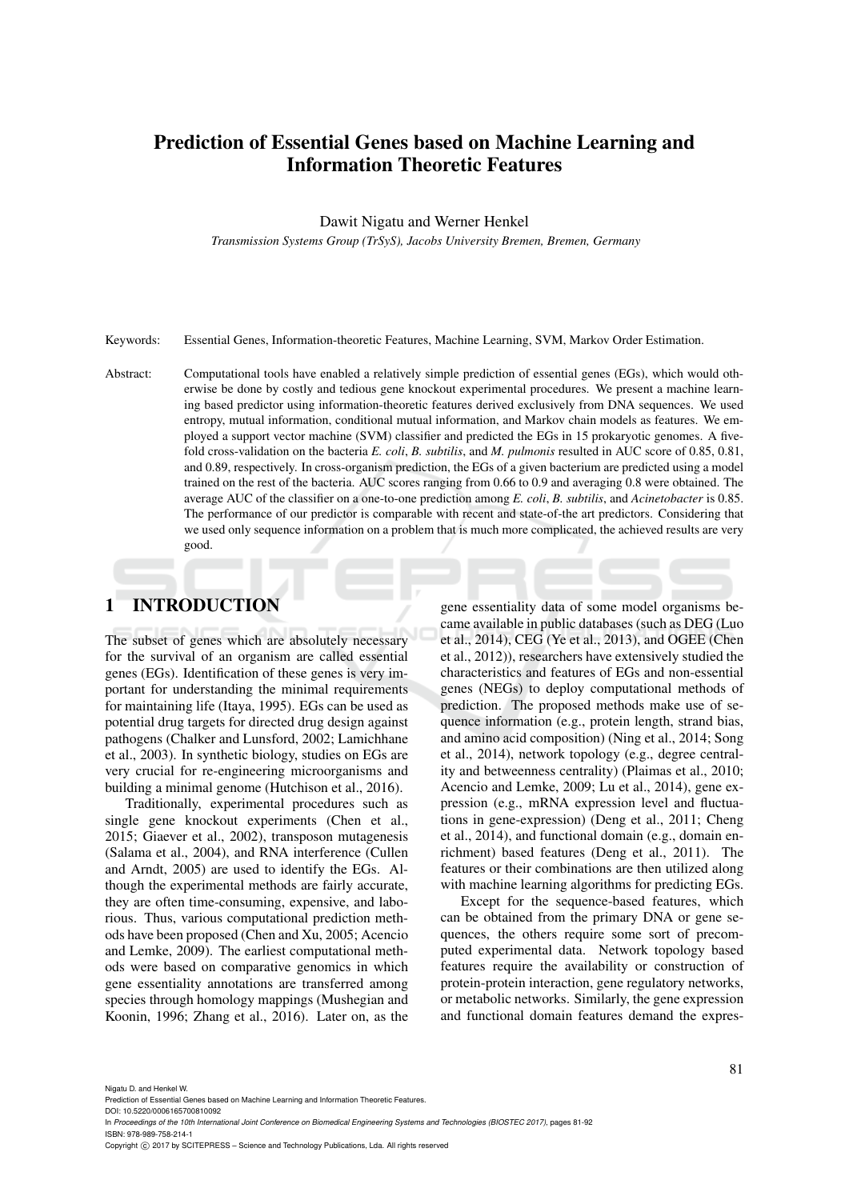# Prediction of Essential Genes based on Machine Learning and Information Theoretic Features

Dawit Nigatu and Werner Henkel

*Transmission Systems Group (TrSyS), Jacobs University Bremen, Bremen, Germany*

Keywords: Essential Genes, Information-theoretic Features, Machine Learning, SVM, Markov Order Estimation.

Abstract: Computational tools have enabled a relatively simple prediction of essential genes (EGs), which would otherwise be done by costly and tedious gene knockout experimental procedures. We present a machine learning based predictor using information-theoretic features derived exclusively from DNA sequences. We used entropy, mutual information, conditional mutual information, and Markov chain models as features. We employed a support vector machine (SVM) classifier and predicted the EGs in 15 prokaryotic genomes. A five-fold cross-validation on the bacteria *E. coli*, *B. subtilis*, and *M. pulmonis* resulted in AUC score of 0.85, 0.81, and 0.89, respectively. In cross-organism prediction, the EGs of a given bacterium are predicted using a model trained on the rest of the bacteria. AUC scores ranging from 0.66 to 0.9 and averaging 0.8 were obtained. The average AUC of the classifier on a one-to-one prediction among *E. coli*, *B. subtilis*, and *Acinetobacter* is 0.85. The performance of our predictor is comparable with recent and state-of-the art predictors. Considering that we used only sequence information on a problem that is much more complicated, the achieved results are very good.

## 1 INTRODUCTION

The subset of genes which are absolutely necessary for the survival of an organism are called essential genes (EGs). Identification of these genes is very important for understanding the minimal requirements for maintaining life (Itaya, 1995). EGs can be used as potential drug targets for directed drug design against pathogens (Chalker and Lunsford, 2002; Lamichhane et al., 2003). In synthetic biology, studies on EGs are very crucial for re-engineering microorganisms and building a minimal genome (Hutchison et al., 2016).

Traditionally, experimental procedures such as single gene knockout experiments (Chen et al., 2015; Giaever et al., 2002), transposon mutagenesis (Salama et al., 2004), and RNA interference (Cullen and Arndt, 2005) are used to identify the EGs. Although the experimental methods are fairly accurate, they are often time-consuming, expensive, and laborious. Thus, various computational prediction methods have been proposed (Chen and Xu, 2005; Acencio and Lemke, 2009). The earliest computational methods were based on comparative genomics in which gene essentiality annotations are transferred among species through homology mappings (Mushegian and Koonin, 1996; Zhang et al., 2016). Later on, as the gene essentiality data of some model organisms became available in public databases (such as DEG (Luo et al., 2014), CEG (Ye et al., 2013), and OGEE (Chen et al., 2012)), researchers have extensively studied the characteristics and features of EGs and non-essential genes (NEGs) to deploy computational methods of prediction. The proposed methods make use of sequence information (e.g., protein length, strand bias, and amino acid composition) (Ning et al., 2014; Song et al., 2014), network topology (e.g., degree centrality and betweenness centrality) (Plaimas et al., 2010; Acencio and Lemke, 2009; Lu et al., 2014), gene expression (e.g., mRNA expression level and fluctuations in gene-expression) (Deng et al., 2011; Cheng et al., 2014), and functional domain (e.g., domain enrichment) based features (Deng et al., 2011). The features or their combinations are then utilized along with machine learning algorithms for predicting EGs.

Except for the sequence-based features, which can be obtained from the primary DNA or gene sequences, the others require some sort of precomputed experimental data. Network topology based features require the availability or construction of protein-protein interaction, gene regulatory networks, or metabolic networks. Similarly, the gene expression and functional domain features demand the expres-

Nigatu D. and Henkel W.
Prediction of Essential Genes based on Machine Learning and Information Theoretic Features.
DOI: 10.5220/0006165700810092
In *Proceedings of the 10th International Joint Conference on Biomedical Engineering Systems and Technologies (BIOSTEC 2017)*, pages 81-92
ISBN: 978-989-758-214-1
Copyright © 2017 by SCITEPRESS – Science and Technology Publications, Lda. All rights reserved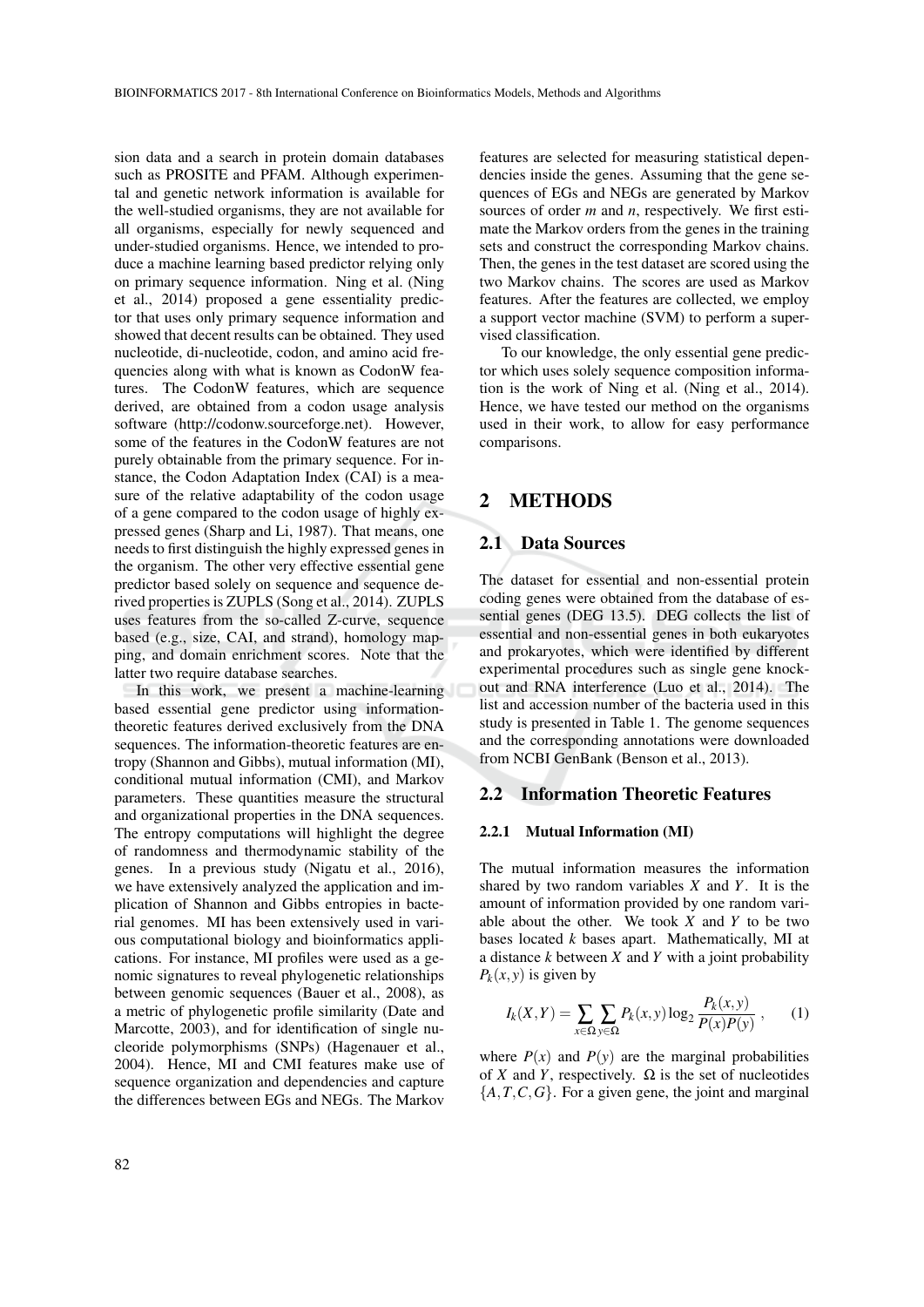sion data and a search in protein domain databases such as PROSITE and PFAM. Although experimental and genetic network information is available for the well-studied organisms, they are not available for all organisms, especially for newly sequenced and under-studied organisms. Hence, we intended to produce a machine learning based predictor relying only on primary sequence information. Ning et al. (Ning et al., 2014) proposed a gene essentiality predictor that uses only primary sequence information and showed that decent results can be obtained. They used nucleotide, di-nucleotide, codon, and amino acid frequencies along with what is known as CodonW features. The CodonW features, which are sequence derived, are obtained from a codon usage analysis software (http://codonw.sourceforge.net). However, some of the features in the CodonW features are not purely obtainable from the primary sequence. For instance, the Codon Adaptation Index (CAI) is a measure of the relative adaptability of the codon usage of a gene compared to the codon usage of highly expressed genes (Sharp and Li, 1987). That means, one needs to first distinguish the highly expressed genes in the organism. The other very effective essential gene predictor based solely on sequence and sequence derived properties is ZUPLS (Song et al., 2014). ZUPLS uses features from the so-called Z-curve, sequence based (e.g., size, CAI, and strand), homology mapping, and domain enrichment scores. Note that the latter two require database searches.

In this work, we present a machine-learning based essential gene predictor using information-theoretic features derived exclusively from the DNA sequences. The information-theoretic features are entropy (Shannon and Gibbs), mutual information (MI), conditional mutual information (CMI), and Markov parameters. These quantities measure the structural and organizational properties in the DNA sequences. The entropy computations will highlight the degree of randomness and thermodynamic stability of the genes. In a previous study (Nigatu et al., 2016), we have extensively analyzed the application and implication of Shannon and Gibbs entropies in bacterial genomes. MI has been extensively used in various computational biology and bioinformatics applications. For instance, MI profiles were used as a genomic signatures to reveal phylogenetic relationships between genomic sequences (Bauer et al., 2008), as a metric of phylogenetic profile similarity (Date and Marcotte, 2003), and for identification of single nucleoride polymorphisms (SNPs) (Hagenauer et al., 2004). Hence, MI and CMI features make use of sequence organization and dependencies and capture the differences between EGs and NEGs. The Markov features are selected for measuring statistical dependencies inside the genes. Assuming that the gene sequences of EGs and NEGs are generated by Markov sources of order $m$ and $n$, respectively. We first estimate the Markov orders from the genes in the training sets and construct the corresponding Markov chains. Then, the genes in the test dataset are scored using the two Markov chains. The scores are used as Markov features. After the features are collected, we employ a support vector machine (SVM) to perform a supervised classification.

To our knowledge, the only essential gene predictor which uses solely sequence composition information is the work of Ning et al. (Ning et al., 2014). Hence, we have tested our method on the organisms used in their work, to allow for easy performance comparisons.

## 2 METHODS

### 2.1 Data Sources

The dataset for essential and non-essential protein coding genes were obtained from the database of essential genes (DEG 13.5). DEG collects the list of essential and non-essential genes in both eukaryotes and prokaryotes, which were identified by different experimental procedures such as single gene knockout and RNA interference (Luo et al., 2014). The list and accession number of the bacteria used in this study is presented in Table 1. The genome sequences and the corresponding annotations were downloaded from NCBI GenBank (Benson et al., 2013).

### 2.2 Information Theoretic Features

#### 2.2.1 Mutual Information (MI)

The mutual information measures the information shared by two random variables $X$ and $Y$. It is the amount of information provided by one random variable about the other. We took $X$ and $Y$ to be two bases located $k$ bases apart. Mathematically, MI at a distance $k$ between $X$ and $Y$ with a joint probability $P_k(x,y)$ is given by

$$I_k(X,Y) = \sum_{x \in \Omega} \sum_{y \in \Omega} P_k(x,y) \log_2 \frac{P_k(x,y)}{P(x)P(y)}, \quad (1)$$

where $P(x)$ and $P(y)$ are the marginal probabilities of $X$ and $Y$, respectively. $\Omega$ is the set of nucleotides $\{A,T,C,G\}$. For a given gene, the joint and marginal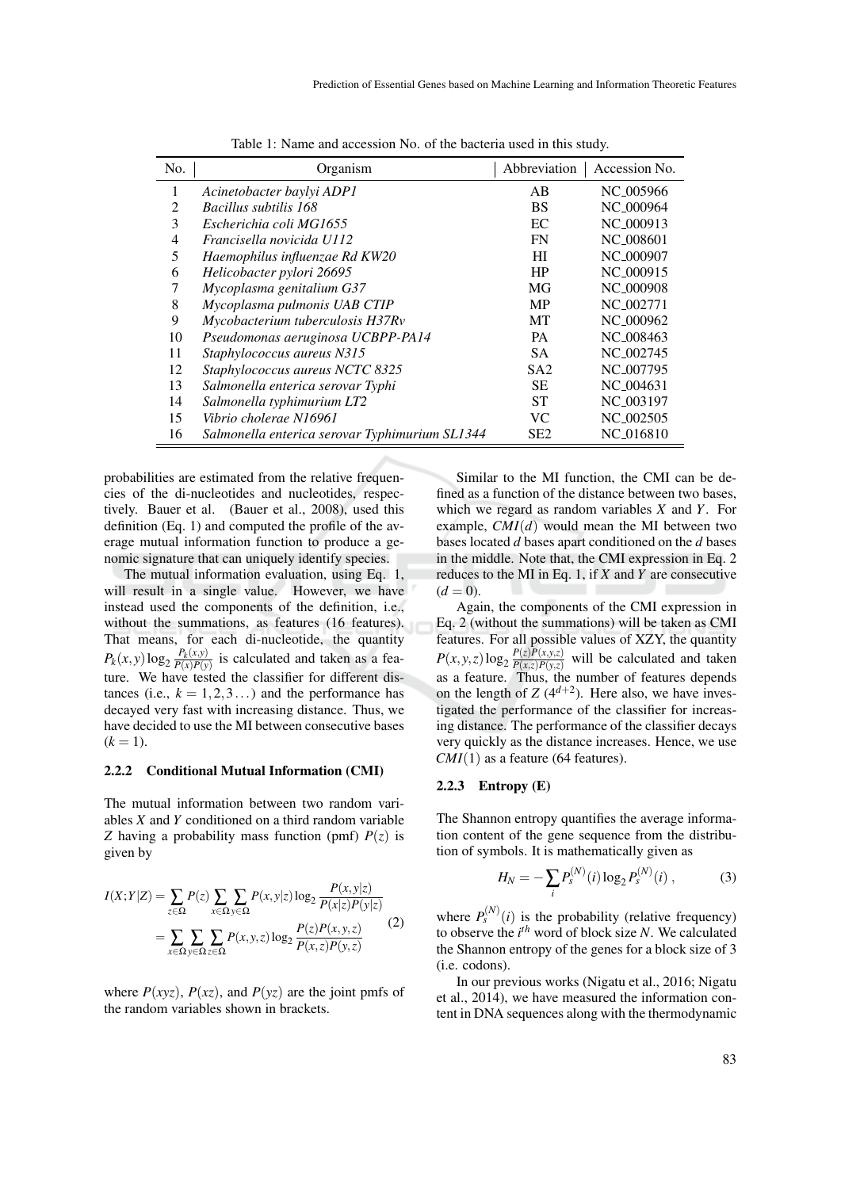Table 1: Name and accession No. of the bacteria used in this study.

| No. | Organism | Abbreviation | Accession No. |
|---|---|---|---|
| 1 | *Acinetobacter baylyi ADP1* | AB | NC_005966 |
| 2 | *Bacillus subtilis 168* | BS | NC_000964 |
| 3 | *Escherichia coli MG1655* | EC | NC_000913 |
| 4 | *Francisella novicida U112* | FN | NC_008601 |
| 5 | *Haemophilus influenzae Rd KW20* | HI | NC_000907 |
| 6 | *Helicobacter pylori 26695* | HP | NC_000915 |
| 7 | *Mycoplasma genitalium G37* | MG | NC_000908 |
| 8 | *Mycoplasma pulmonis UAB CTIP* | MP | NC_002771 |
| 9 | *Mycobacterium tuberculosis H37Rv* | MT | NC_000962 |
| 10 | *Pseudomonas aeruginosa UCBPP-PA14* | PA | NC_008463 |
| 11 | *Staphylococcus aureus N315* | SA | NC_002745 |
| 12 | *Staphylococcus aureus NCTC 8325* | SA2 | NC_007795 |
| 13 | *Salmonella enterica serovar Typhi* | SE | NC_004631 |
| 14 | *Salmonella typhimurium LT2* | ST | NC_003197 |
| 15 | *Vibrio cholerae N16961* | VC | NC_002505 |
| 16 | *Salmonella enterica serovar Typhimurium SL1344* | SE2 | NC_016810 |

probabilities are estimated from the relative frequencies of the di-nucleotides and nucleotides, respectively. Bauer et al. (Bauer et al., 2008), used this definition (Eq. 1) and computed the profile of the average mutual information function to produce a genomic signature that can uniquely identify species.

The mutual information evaluation, using Eq. 1, will result in a single value. However, we have instead used the components of the definition, i.e., without the summations, as features (16 features). That means, for each di-nucleotide, the quantity $P_k(x,y)\log_2\frac{P_k(x,y)}{P(x)P(y)}$ is calculated and taken as a feature. We have tested the classifier for different distances (i.e., $k = 1,2,3\ldots$) and the performance has decayed very fast with increasing distance. Thus, we have decided to use the MI between consecutive bases ($k = 1$).

#### 2.2.2 Conditional Mutual Information (CMI)

The mutual information between two random variables $X$ and $Y$ conditioned on a third random variable $Z$ having a probability mass function (pmf) $P(z)$ is given by

$$
\begin{aligned}
I(X;Y|Z) &= \sum_{z\in\Omega} P(z) \sum_{x\in\Omega}\sum_{y\in\Omega} P(x,y|z)\log_2\frac{P(x,y|z)}{P(x|z)P(y|z)} \\
&= \sum_{x\in\Omega}\sum_{y\in\Omega}\sum_{z\in\Omega} P(x,y,z)\log_2\frac{P(z)P(x,y,z)}{P(x,z)P(y,z)}
\end{aligned}
\tag{2}
$$

where $P(xyz)$, $P(xz)$, and $P(yz)$ are the joint pmfs of the random variables shown in brackets.

Similar to the MI function, the CMI can be defined as a function of the distance between two bases, which we regard as random variables $X$ and $Y$. For example, $CMI(d)$ would mean the MI between two bases located $d$ bases apart conditioned on the $d$ bases in the middle. Note that, the CMI expression in Eq. 2 reduces to the MI in Eq. 1, if $X$ and $Y$ are consecutive ($d = 0$).

Again, the components of the CMI expression in Eq. 2 (without the summations) will be taken as CMI features. For all possible values of XZY, the quantity $P(x,y,z)\log_2\frac{P(z)P(x,y,z)}{P(x,z)P(y,z)}$ will be calculated and taken as a feature. Thus, the number of features depends on the length of $Z$ ($4^{d+2}$). Here also, we have investigated the performance of the classifier for increasing distance. The performance of the classifier decays very quickly as the distance increases. Hence, we use $CMI(1)$ as a feature (64 features).

#### 2.2.3 Entropy (E)

The Shannon entropy quantifies the average information content of the gene sequence from the distribution of symbols. It is mathematically given as

$$
H_N = -\sum_i P_s^{(N)}(i)\log_2 P_s^{(N)}(i)\,, \tag{3}
$$

where $P_s^{(N)}(i)$ is the probability (relative frequency) to observe the $i^{th}$ word of block size $N$. We calculated the Shannon entropy of the genes for a block size of 3 (i.e. codons).

In our previous works (Nigatu et al., 2016; Nigatu et al., 2014), we have measured the information content in DNA sequences along with the thermodynamic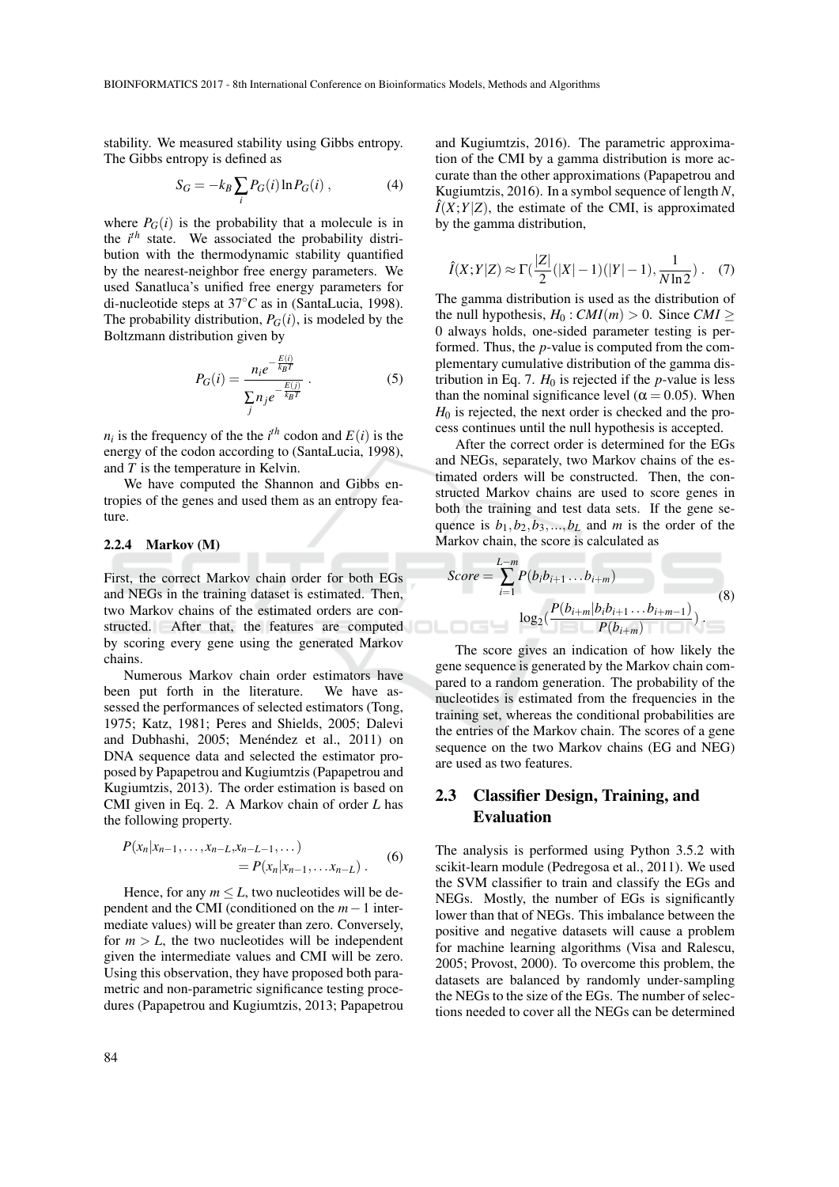stability. We measured stability using Gibbs entropy. The Gibbs entropy is defined as

$$S_G = -k_B \sum_i P_G(i) \ln P_G(i) \,, \tag{4}$$

where $P_G(i)$ is the probability that a molecule is in the $i^{th}$ state. We associated the probability distribution with the thermodynamic stability quantified by the nearest-neighbor free energy parameters. We used Sanatluca's unified free energy parameters for di-nucleotide steps at 37°$C$ as in (SantaLucia, 1998). The probability distribution, $P_G(i)$, is modeled by the Boltzmann distribution given by

$$P_G(i) = \frac{n_i e^{-\frac{E(i)}{k_B T}}}{\sum_j n_j e^{-\frac{E(j)}{k_B T}}} \,. \tag{5}$$

$n_i$ is the frequency of the the $i^{th}$ codon and $E(i)$ is the energy of the codon according to (SantaLucia, 1998), and $T$ is the temperature in Kelvin.

We have computed the Shannon and Gibbs entropies of the genes and used them as an entropy feature.

#### 2.2.4 Markov (M)

First, the correct Markov chain order for both EGs and NEGs in the training dataset is estimated. Then, two Markov chains of the estimated orders are constructed. After that, the features are computed by scoring every gene using the generated Markov chains.

Numerous Markov chain order estimators have been put forth in the literature. We have assessed the performances of selected estimators (Tong, 1975; Katz, 1981; Peres and Shields, 2005; Dalevi and Dubhashi, 2005; Menéndez et al., 2011) on DNA sequence data and selected the estimator proposed by Papapetrou and Kugiumtzis (Papapetrou and Kugiumtzis, 2013). The order estimation is based on CMI given in Eq. 2. A Markov chain of order $L$ has the following property.

$$\begin{aligned} P(x_n|x_{n-1},\ldots,x_{n-L},x_{n-L-1},\ldots) \\ = P(x_n|x_{n-1},\ldots x_{n-L}) \,. \end{aligned} \tag{6}$$

Hence, for any $m \leq L$, two nucleotides will be dependent and the CMI (conditioned on the $m-1$ intermediate values) will be greater than zero. Conversely, for $m > L$, the two nucleotides will be independent given the intermediate values and CMI will be zero. Using this observation, they have proposed both parametric and non-parametric significance testing procedures (Papapetrou and Kugiumtzis, 2013; Papapetrou and Kugiumtzis, 2016). The parametric approximation of the CMI by a gamma distribution is more accurate than the other approximations (Papapetrou and Kugiumtzis, 2016). In a symbol sequence of length $N$, $\hat{I}(X;Y|Z)$, the estimate of the CMI, is approximated by the gamma distribution,

$$\hat{I}(X;Y|Z) \approx \Gamma\Big(\frac{|Z|}{2}(|X|-1)(|Y|-1), \frac{1}{N \ln 2}\Big) \,. \tag{7}$$

The gamma distribution is used as the distribution of the null hypothesis, $H_0 : CMI(m) > 0$. Since $CMI \geq 0$ always holds, one-sided parameter testing is performed. Thus, the $p$-value is computed from the complementary cumulative distribution of the gamma distribution in Eq. 7. $H_0$ is rejected if the $p$-value is less than the nominal significance level ($\alpha = 0.05$). When $H_0$ is rejected, the next order is checked and the process continues until the null hypothesis is accepted.

After the correct order is determined for the EGs and NEGs, separately, two Markov chains of the estimated orders will be constructed. Then, the constructed Markov chains are used to score genes in both the training and test data sets. If the gene sequence is $b_1, b_2, b_3, \ldots, b_L$ and $m$ is the order of the Markov chain, the score is calculated as

$$\begin{aligned} Score = \sum_{i=1}^{L-m} P(b_i b_{i+1} \ldots b_{i+m}) \\ \log_2\Big(\frac{P(b_{i+m}|b_i b_{i+1} \ldots b_{i+m-1})}{P(b_{i+m})}\Big) \,. \end{aligned} \tag{8}$$

The score gives an indication of how likely the gene sequence is generated by the Markov chain compared to a random generation. The probability of the nucleotides is estimated from the frequencies in the training set, whereas the conditional probabilities are the entries of the Markov chain. The scores of a gene sequence on the two Markov chains (EG and NEG) are used as two features.

### 2.3 Classifier Design, Training, and Evaluation

The analysis is performed using Python 3.5.2 with scikit-learn module (Pedregosa et al., 2011). We used the SVM classifier to train and classify the EGs and NEGs. Mostly, the number of EGs is significantly lower than that of NEGs. This imbalance between the positive and negative datasets will cause a problem for machine learning algorithms (Visa and Ralescu, 2005; Provost, 2000). To overcome this problem, the datasets are balanced by randomly under-sampling the NEGs to the size of the EGs. The number of selections needed to cover all the NEGs can be determined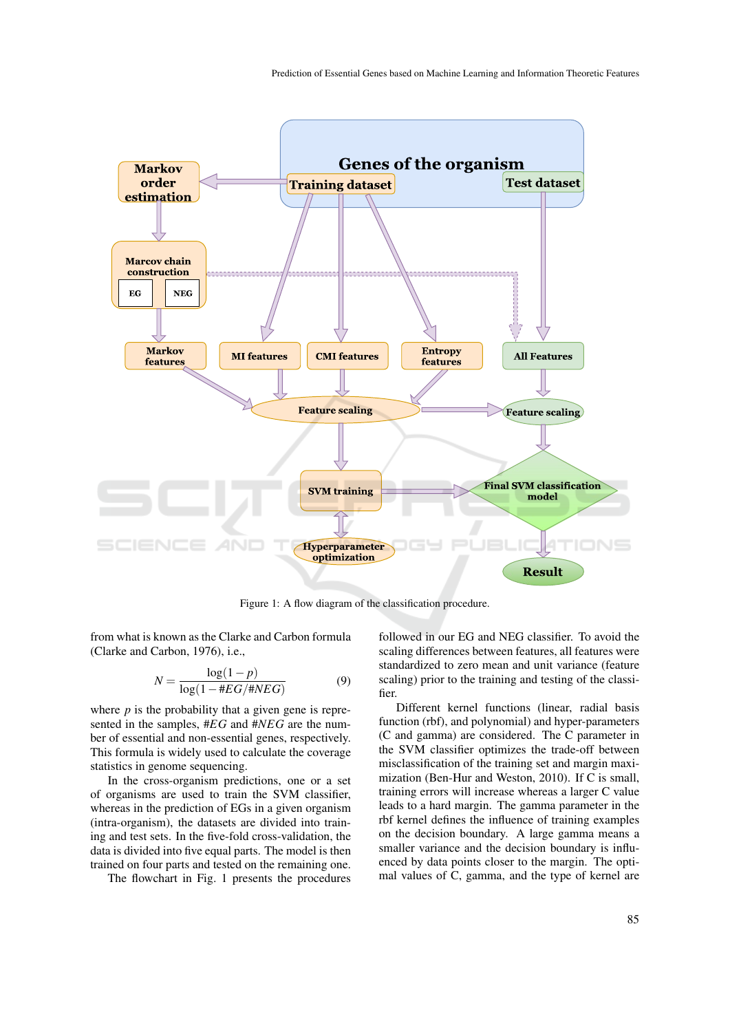Figure 1: A flow diagram of the classification procedure.

from what is known as the Clarke and Carbon formula (Clarke and Carbon, 1976), i.e.,

$$N = \frac{\log(1-p)}{\log(1-\#EG/\#NEG)} \qquad (9)$$

where $p$ is the probability that a given gene is represented in the samples, $\#EG$ and $\#NEG$ are the number of essential and non-essential genes, respectively. This formula is widely used to calculate the coverage statistics in genome sequencing.

In the cross-organism predictions, one or a set of organisms are used to train the SVM classifier, whereas in the prediction of EGs in a given organism (intra-organism), the datasets are divided into training and test sets. In the five-fold cross-validation, the data is divided into five equal parts. The model is then trained on four parts and tested on the remaining one.

The flowchart in Fig. 1 presents the procedures followed in our EG and NEG classifier. To avoid the scaling differences between features, all features were standardized to zero mean and unit variance (feature scaling) prior to the training and testing of the classifier.

Different kernel functions (linear, radial basis function (rbf), and polynomial) and hyper-parameters (C and gamma) are considered. The C parameter in the SVM classifier optimizes the trade-off between misclassification of the training set and margin maximization (Ben-Hur and Weston, 2010). If C is small, training errors will increase whereas a larger C value leads to a hard margin. The gamma parameter in the rbf kernel defines the influence of training examples on the decision boundary. A large gamma means a smaller variance and the decision boundary is influenced by data points closer to the margin. The optimal values of C, gamma, and the type of kernel are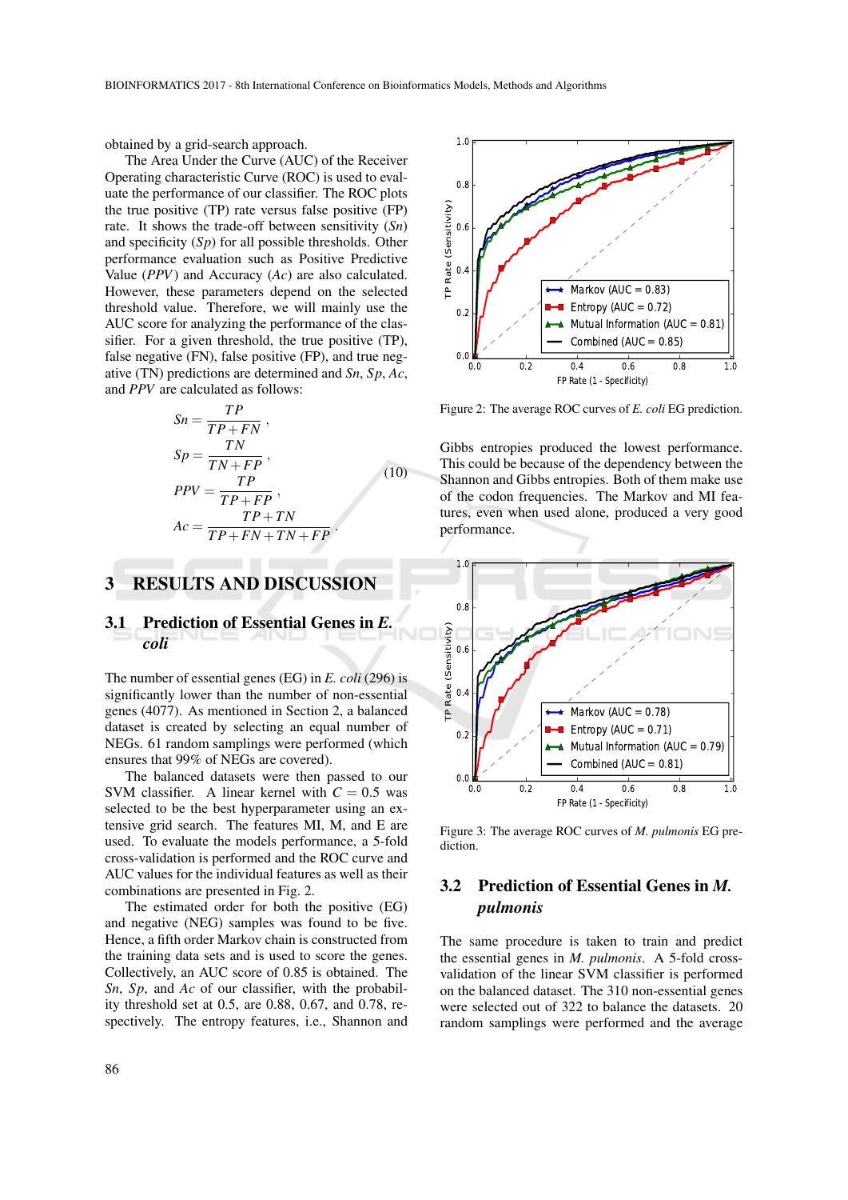obtained by a grid-search approach.

The Area Under the Curve (AUC) of the Receiver Operating characteristic Curve (ROC) is used to evaluate the performance of our classifier. The ROC plots the true positive (TP) rate versus false positive (FP) rate. It shows the trade-off between sensitivity ($Sn$) and specificity ($Sp$) for all possible thresholds. Other performance evaluation such as Positive Predictive Value ($PPV$) and Accuracy ($Ac$) are also calculated. However, these parameters depend on the selected threshold value. Therefore, we will mainly use the AUC score for analyzing the performance of the classifier. For a given threshold, the true positive (TP), false negative (FN), false positive (FP), and true negative (TN) predictions are determined and $Sn$, $Sp$, $Ac$, and $PPV$ are calculated as follows:

$$
\begin{aligned}
Sn &= \frac{TP}{TP+FN}, \\
Sp &= \frac{TN}{TN+FP}, \\
PPV &= \frac{TP}{TP+FP}, \\
Ac &= \frac{TP+TN}{TP+FN+TN+FP}.
\end{aligned}
\tag{10}
$$

## 3 RESULTS AND DISCUSSION

### 3.1 Prediction of Essential Genes in *E. coli*

The number of essential genes (EG) in *E. coli* (296) is significantly lower than the number of non-essential genes (4077). As mentioned in Section 2, a balanced dataset is created by selecting an equal number of NEGs. 61 random samplings were performed (which ensures that 99% of NEGs are covered).

The balanced datasets were then passed to our SVM classifier. A linear kernel with $C = 0.5$ was selected to be the best hyperparameter using an extensive grid search. The features MI, M, and E are used. To evaluate the models performance, a 5-fold cross-validation is performed and the ROC curve and AUC values for the individual features as well as their combinations are presented in Fig. 2.

The estimated order for both the positive (EG) and negative (NEG) samples was found to be five. Hence, a fifth order Markov chain is constructed from the training data sets and is used to score the genes. Collectively, an AUC score of 0.85 is obtained. The $Sn$, $Sp$, and $Ac$ of our classifier, with the probability threshold set at 0.5, are 0.88, 0.67, and 0.78, respectively. The entropy features, i.e., Shannon and Gibbs entropies produced the lowest performance. This could be because of the dependency between the Shannon and Gibbs entropies. Both of them make use of the codon frequencies. The Markov and MI features, even when used alone, produced a very good performance.

Figure 2: The average ROC curves of *E. coli* EG prediction.

Figure 3: The average ROC curves of *M. pulmonis* EG prediction.

### 3.2 Prediction of Essential Genes in *M. pulmonis*

The same procedure is taken to train and predict the essential genes in *M. pulmonis*. A 5-fold cross-validation of the linear SVM classifier is performed on the balanced dataset. The 310 non-essential genes were selected out of 322 to balance the datasets. 20 random samplings were performed and the average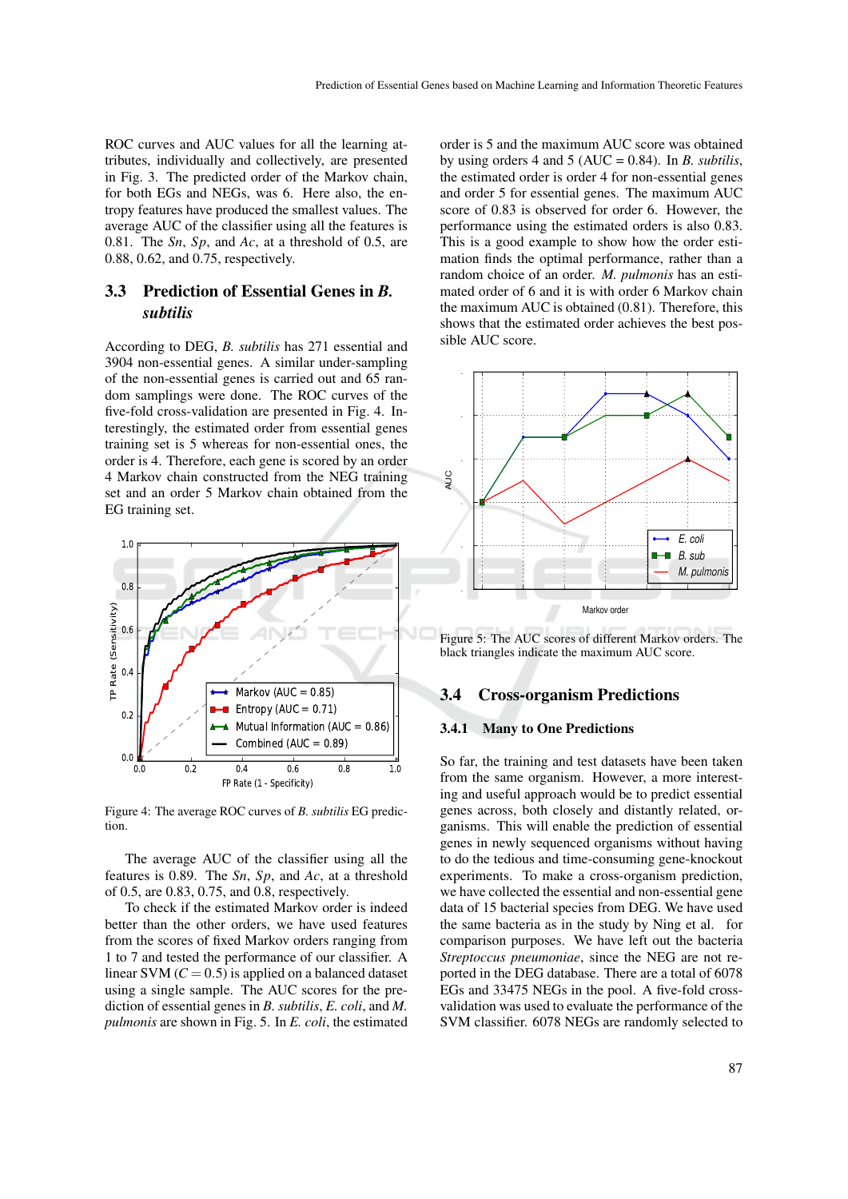ROC curves and AUC values for all the learning attributes, individually and collectively, are presented in Fig. 3. The predicted order of the Markov chain, for both EGs and NEGs, was 6. Here also, the entropy features have produced the smallest values. The average AUC of the classifier using all the features is 0.81. The *Sn*, *Sp*, and *Ac*, at a threshold of 0.5, are 0.88, 0.62, and 0.75, respectively.

## 3.3 Prediction of Essential Genes in *B. subtilis*

According to DEG, *B. subtilis* has 271 essential and 3904 non-essential genes. A similar under-sampling of the non-essential genes is carried out and 65 random samplings were done. The ROC curves of the five-fold cross-validation are presented in Fig. 4. Interestingly, the estimated order from essential genes training set is 5 whereas for non-essential ones, the order is 4. Therefore, each gene is scored by an order 4 Markov chain constructed from the NEG training set and an order 5 Markov chain obtained from the EG training set.

Figure 4: The average ROC curves of *B. subtilis* EG prediction.

The average AUC of the classifier using all the features is 0.89. The *Sn*, *Sp*, and *Ac*, at a threshold of 0.5, are 0.83, 0.75, and 0.8, respectively.

To check if the estimated Markov order is indeed better than the other orders, we have used features from the scores of fixed Markov orders ranging from 1 to 7 and tested the performance of our classifier. A linear SVM ($C = 0.5$) is applied on a balanced dataset using a single sample. The AUC scores for the prediction of essential genes in *B. subtilis*, *E. coli*, and *M. pulmonis* are shown in Fig. 5. In *E. coli*, the estimated order is 5 and the maximum AUC score was obtained by using orders 4 and 5 (AUC = 0.84). In *B. subtilis*, the estimated order is order 4 for non-essential genes and order 5 for essential genes. The maximum AUC score of 0.83 is observed for order 6. However, the performance using the estimated orders is also 0.83. This is a good example to show how the order estimation finds the optimal performance, rather than a random choice of an order. *M. pulmonis* has an estimated order of 6 and it is with order 6 Markov chain the maximum AUC is obtained (0.81). Therefore, this shows that the estimated order achieves the best possible AUC score.

Figure 5: The AUC scores of different Markov orders. The black triangles indicate the maximum AUC score.

## 3.4 Cross-organism Predictions

### 3.4.1 Many to One Predictions

So far, the training and test datasets have been taken from the same organism. However, a more interesting and useful approach would be to predict essential genes across, both closely and distantly related, organisms. This will enable the prediction of essential genes in newly sequenced organisms without having to do the tedious and time-consuming gene-knockout experiments. To make a cross-organism prediction, we have collected the essential and non-essential gene data of 15 bacterial species from DEG. We have used the same bacteria as in the study by Ning et al. for comparison purposes. We have left out the bacteria *Streptoccus pneumoniae*, since the NEG are not reported in the DEG database. There are a total of 6078 EGs and 33475 NEGs in the pool. A five-fold cross-validation was used to evaluate the performance of the SVM classifier. 6078 NEGs are randomly selected to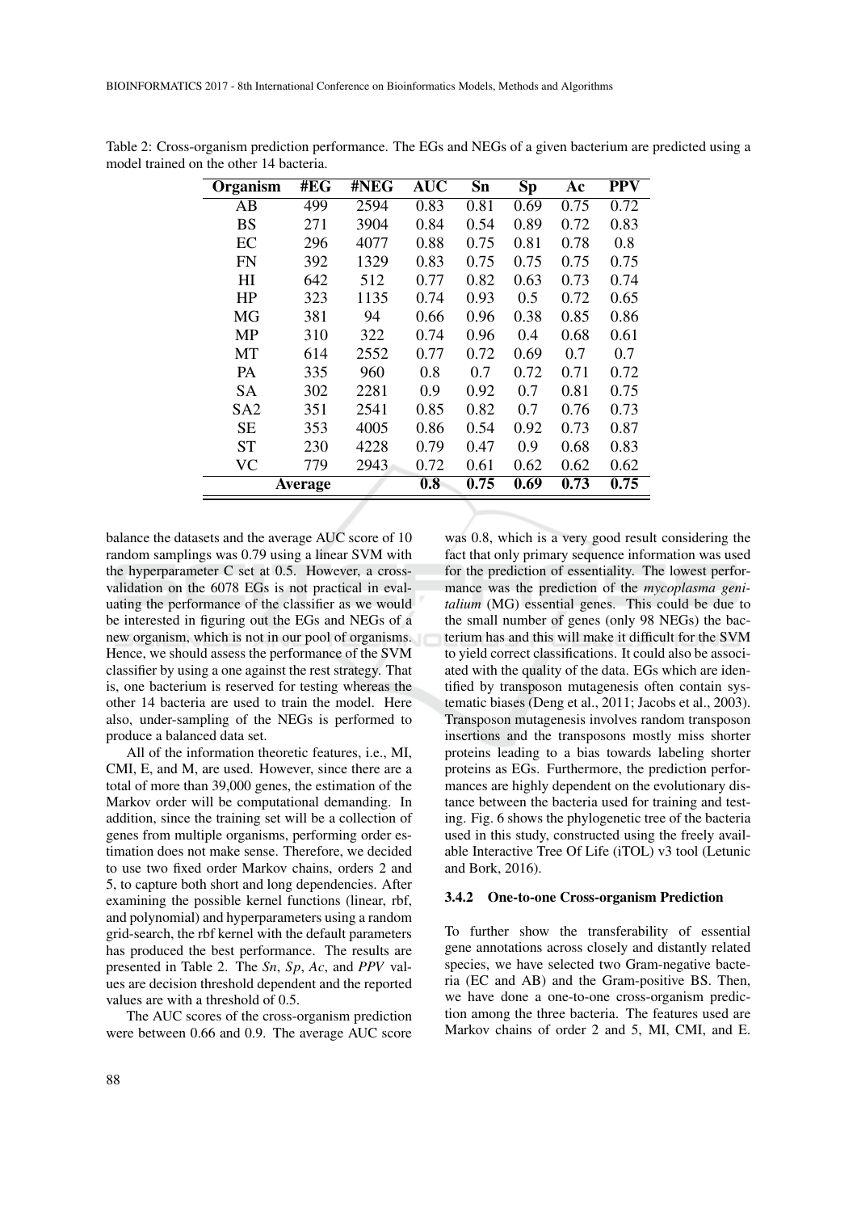Table 2: Cross-organism prediction performance. The EGs and NEGs of a given bacterium are predicted using a model trained on the other 14 bacteria.

| Organism | #EG | #NEG | AUC | Sn | Sp | Ac | PPV |
|---|---|---|---|---|---|---|---|
| AB | 499 | 2594 | 0.83 | 0.81 | 0.69 | 0.75 | 0.72 |
| BS | 271 | 3904 | 0.84 | 0.54 | 0.89 | 0.72 | 0.83 |
| EC | 296 | 4077 | 0.88 | 0.75 | 0.81 | 0.78 | 0.8 |
| FN | 392 | 1329 | 0.83 | 0.75 | 0.75 | 0.75 | 0.75 |
| HI | 642 | 512 | 0.77 | 0.82 | 0.63 | 0.73 | 0.74 |
| HP | 323 | 1135 | 0.74 | 0.93 | 0.5 | 0.72 | 0.65 |
| MG | 381 | 94 | 0.66 | 0.96 | 0.38 | 0.85 | 0.86 |
| MP | 310 | 322 | 0.74 | 0.96 | 0.4 | 0.68 | 0.61 |
| MT | 614 | 2552 | 0.77 | 0.72 | 0.69 | 0.7 | 0.7 |
| PA | 335 | 960 | 0.8 | 0.7 | 0.72 | 0.71 | 0.72 |
| SA | 302 | 2281 | 0.9 | 0.92 | 0.7 | 0.81 | 0.75 |
| SA2 | 351 | 2541 | 0.85 | 0.82 | 0.7 | 0.76 | 0.73 |
| SE | 353 | 4005 | 0.86 | 0.54 | 0.92 | 0.73 | 0.87 |
| ST | 230 | 4228 | 0.79 | 0.47 | 0.9 | 0.68 | 0.83 |
| VC | 779 | 2943 | 0.72 | 0.61 | 0.62 | 0.62 | 0.62 |
| **Average** | | | **0.8** | **0.75** | **0.69** | **0.73** | **0.75** |

balance the datasets and the average AUC score of 10 random samplings was 0.79 using a linear SVM with the hyperparameter C set at 0.5. However, a cross-validation on the 6078 EGs is not practical in evaluating the performance of the classifier as we would be interested in figuring out the EGs and NEGs of a new organism, which is not in our pool of organisms. Hence, we should assess the performance of the SVM classifier by using a one against the rest strategy. That is, one bacterium is reserved for testing whereas the other 14 bacteria are used to train the model. Here also, under-sampling of the NEGs is performed to produce a balanced data set.

All of the information theoretic features, i.e., MI, CMI, E, and M, are used. However, since there are a total of more than 39,000 genes, the estimation of the Markov order will be computational demanding. In addition, since the training set will be a collection of genes from multiple organisms, performing order estimation does not make sense. Therefore, we decided to use two fixed order Markov chains, orders 2 and 5, to capture both short and long dependencies. After examining the possible kernel functions (linear, rbf, and polynomial) and hyperparameters using a random grid-search, the rbf kernel with the default parameters has produced the best performance. The results are presented in Table 2. The *Sn*, *Sp*, *Ac*, and *PPV* values are decision threshold dependent and the reported values are with a threshold of 0.5.

The AUC scores of the cross-organism prediction were between 0.66 and 0.9. The average AUC score was 0.8, which is a very good result considering the fact that only primary sequence information was used for the prediction of essentiality. The lowest performance was the prediction of the *mycoplasma genitalium* (MG) essential genes. This could be due to the small number of genes (only 98 NEGs) the bacterium has and this will make it difficult for the SVM to yield correct classifications. It could also be associated with the quality of the data. EGs which are identified by transposon mutagenesis often contain systematic biases (Deng et al., 2011; Jacobs et al., 2003). Transposon mutagenesis involves random transposon insertions and the transposons mostly miss shorter proteins leading to a bias towards labeling shorter proteins as EGs. Furthermore, the prediction performances are highly dependent on the evolutionary distance between the bacteria used for training and testing. Fig. 6 shows the phylogenetic tree of the bacteria used in this study, constructed using the freely available Interactive Tree Of Life (iTOL) v3 tool (Letunic and Bork, 2016).

#### 3.4.2 One-to-one Cross-organism Prediction

To further show the transferability of essential gene annotations across closely and distantly related species, we have selected two Gram-negative bacteria (EC and AB) and the Gram-positive BS. Then, we have done a one-to-one cross-organism prediction among the three bacteria. The features used are Markov chains of order 2 and 5, MI, CMI, and E.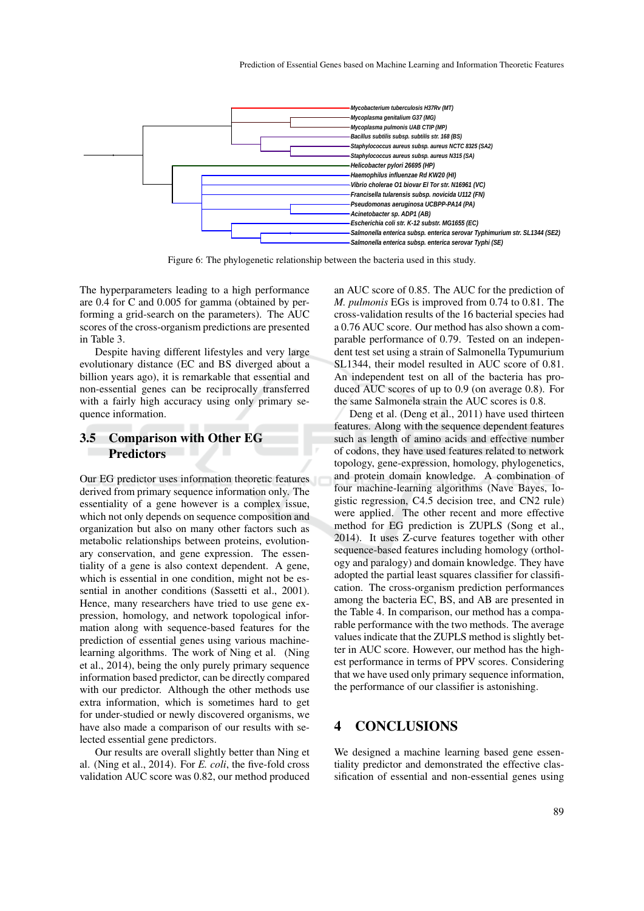Figure 6: The phylogenetic relationship between the bacteria used in this study.

The hyperparameters leading to a high performance are 0.4 for C and 0.005 for gamma (obtained by performing a grid-search on the parameters). The AUC scores of the cross-organism predictions are presented in Table 3.

Despite having different lifestyles and very large evolutionary distance (EC and BS diverged about a billion years ago), it is remarkable that essential and non-essential genes can be reciprocally transferred with a fairly high accuracy using only primary sequence information.

### 3.5 Comparison with Other EG Predictors

Our EG predictor uses information theoretic features derived from primary sequence information only. The essentiality of a gene however is a complex issue, which not only depends on sequence composition and organization but also on many other factors such as metabolic relationships between proteins, evolutionary conservation, and gene expression. The essentiality of a gene is also context dependent. A gene, which is essential in one condition, might not be essential in another conditions (Sassetti et al., 2001). Hence, many researchers have tried to use gene expression, homology, and network topological information along with sequence-based features for the prediction of essential genes using various machine-learning algorithms. The work of Ning et al. (Ning et al., 2014), being the only purely primary sequence information based predictor, can be directly compared with our predictor. Although the other methods use extra information, which is sometimes hard to get for under-studied or newly discovered organisms, we have also made a comparison of our results with selected essential gene predictors.

Our results are overall slightly better than Ning et al. (Ning et al., 2014). For *E. coli*, the five-fold cross validation AUC score was 0.82, our method produced an AUC score of 0.85. The AUC for the prediction of *M. pulmonis* EGs is improved from 0.74 to 0.81. The cross-validation results of the 16 bacterial species had a 0.76 AUC score. Our method has also shown a comparable performance of 0.79. Tested on an independent test set using a strain of Salmonella Typumurium SL1344, their model resulted in AUC score of 0.81. An independent test on all of the bacteria has produced AUC scores of up to 0.9 (on average 0.8). For the same Salmonela strain the AUC scores is 0.8.

Deng et al. (Deng et al., 2011) have used thirteen features. Along with the sequence dependent features such as length of amino acids and effective number of codons, they have used features related to network topology, gene-expression, homology, phylogenetics, and protein domain knowledge. A combination of four machine-learning algorithms (Nave Bayes, logistic regression, C4.5 decision tree, and CN2 rule) were applied. The other recent and more effective method for EG prediction is ZUPLS (Song et al., 2014). It uses Z-curve features together with other sequence-based features including homology (orthology and paralogy) and domain knowledge. They have adopted the partial least squares classifier for classification. The cross-organism prediction performances among the bacteria EC, BS, and AB are presented in the Table 4. In comparison, our method has a comparable performance with the two methods. The average values indicate that the ZUPLS method is slightly better in AUC score. However, our method has the highest performance in terms of PPV scores. Considering that we have used only primary sequence information, the performance of our classifier is astonishing.

## 4 CONCLUSIONS

We designed a machine learning based gene essentiality predictor and demonstrated the effective classification of essential and non-essential genes using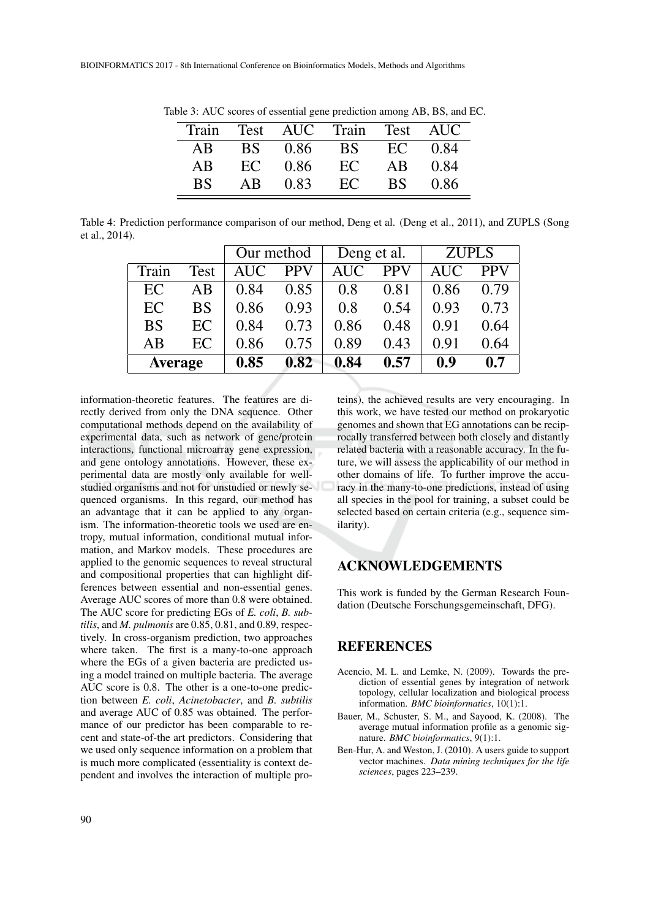Table 3: AUC scores of essential gene prediction among AB, BS, and EC.

| Train | Test | AUC | Train | Test | AUC |
|---|---|---|---|---|---|
| AB | BS | 0.86 | BS | EC | 0.84 |
| AB | EC | 0.86 | EC | AB | 0.84 |
| BS | AB | 0.83 | EC | BS | 0.86 |

Table 4: Prediction performance comparison of our method, Deng et al. (Deng et al., 2011), and ZUPLS (Song et al., 2014).

| | | Our method | | Deng et al. | | ZUPLS | |
|---|---|---|---|---|---|---|---|
| Train | Test | AUC | PPV | AUC | PPV | AUC | PPV |
| EC | AB | 0.84 | 0.85 | 0.8 | 0.81 | 0.86 | 0.79 |
| EC | BS | 0.86 | 0.93 | 0.8 | 0.54 | 0.93 | 0.73 |
| BS | EC | 0.84 | 0.73 | 0.86 | 0.48 | 0.91 | 0.64 |
| AB | EC | 0.86 | 0.75 | 0.89 | 0.43 | 0.91 | 0.64 |
| **Average** | | **0.85** | **0.82** | **0.84** | **0.57** | **0.9** | **0.7** |

information-theoretic features. The features are directly derived from only the DNA sequence. Other computational methods depend on the availability of experimental data, such as network of gene/protein interactions, functional microarray gene expression, and gene ontology annotations. However, these experimental data are mostly only available for well-studied organisms and not for unstudied or newly sequenced organisms. In this regard, our method has an advantage that it can be applied to any organism. The information-theoretic tools we used are entropy, mutual information, conditional mutual information, and Markov models. These procedures are applied to the genomic sequences to reveal structural and compositional properties that can highlight differences between essential and non-essential genes. Average AUC scores of more than 0.8 were obtained. The AUC score for predicting EGs of *E. coli*, *B. subtilis*, and *M. pulmonis* are 0.85, 0.81, and 0.89, respectively. In cross-organism prediction, two approaches where taken. The first is a many-to-one approach where the EGs of a given bacteria are predicted using a model trained on multiple bacteria. The average AUC score is 0.8. The other is a one-to-one prediction between *E. coli*, *Acinetobacter*, and *B. subtilis* and average AUC of 0.85 was obtained. The performance of our predictor has been comparable to recent and state-of-the art predictors. Considering that we used only sequence information on a problem that is much more complicated (essentiality is context dependent and involves the interaction of multiple proteins), the achieved results are very encouraging. In this work, we have tested our method on prokaryotic genomes and shown that EG annotations can be reciprocally transferred between both closely and distantly related bacteria with a reasonable accuracy. In the future, we will assess the applicability of our method in other domains of life. To further improve the accuracy in the many-to-one predictions, instead of using all species in the pool for training, a subset could be selected based on certain criteria (e.g., sequence similarity).

## ACKNOWLEDGEMENTS

This work is funded by the German Research Foundation (Deutsche Forschungsgemeinschaft, DFG).

## REFERENCES

Acencio, M. L. and Lemke, N. (2009). Towards the prediction of essential genes by integration of network topology, cellular localization and biological process information. *BMC bioinformatics*, 10(1):1.

Bauer, M., Schuster, S. M., and Sayood, K. (2008). The average mutual information profile as a genomic signature. *BMC bioinformatics*, 9(1):1.

Ben-Hur, A. and Weston, J. (2010). A users guide to support vector machines. *Data mining techniques for the life sciences*, pages 223–239.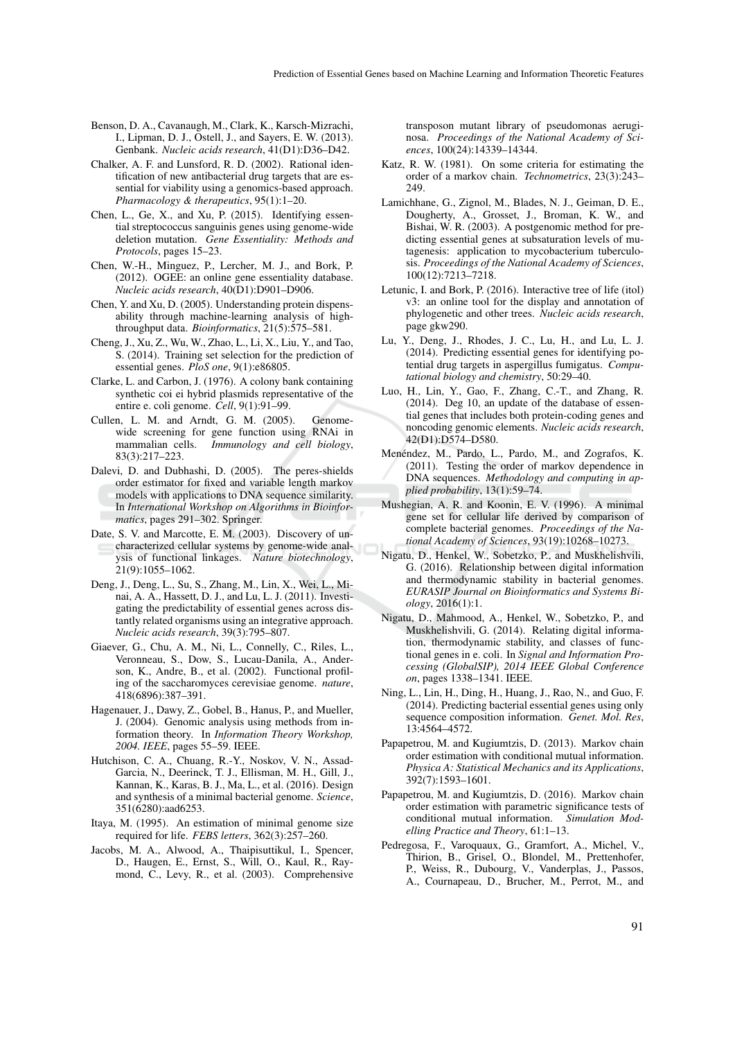Benson, D. A., Cavanaugh, M., Clark, K., Karsch-Mizrachi, I., Lipman, D. J., Ostell, J., and Sayers, E. W. (2013). Genbank. *Nucleic acids research*, 41(D1):D36–D42.

Chalker, A. F. and Lunsford, R. D. (2002). Rational identification of new antibacterial drug targets that are essential for viability using a genomics-based approach. *Pharmacology & therapeutics*, 95(1):1–20.

Chen, L., Ge, X., and Xu, P. (2015). Identifying essential streptococcus sanguinis genes using genome-wide deletion mutation. *Gene Essentiality: Methods and Protocols*, pages 15–23.

Chen, W.-H., Minguez, P., Lercher, M. J., and Bork, P. (2012). OGEE: an online gene essentiality database. *Nucleic acids research*, 40(D1):D901–D906.

Chen, Y. and Xu, D. (2005). Understanding protein dispensability through machine-learning analysis of high-throughput data. *Bioinformatics*, 21(5):575–581.

Cheng, J., Xu, Z., Wu, W., Zhao, L., Li, X., Liu, Y., and Tao, S. (2014). Training set selection for the prediction of essential genes. *PloS one*, 9(1):e86805.

Clarke, L. and Carbon, J. (1976). A colony bank containing synthetic coi ei hybrid plasmids representative of the entire e. coli genome. *Cell*, 9(1):91–99.

Cullen, L. M. and Arndt, G. M. (2005). Genome-wide screening for gene function using RNAi in mammalian cells. *Immunology and cell biology*, 83(3):217–223.

Dalevi, D. and Dubhashi, D. (2005). The peres-shields order estimator for fixed and variable length markov models with applications to DNA sequence similarity. In *International Workshop on Algorithms in Bioinformatics*, pages 291–302. Springer.

Date, S. V. and Marcotte, E. M. (2003). Discovery of uncharacterized cellular systems by genome-wide analysis of functional linkages. *Nature biotechnology*, 21(9):1055–1062.

Deng, J., Deng, L., Su, S., Zhang, M., Lin, X., Wei, L., Minai, A. A., Hassett, D. J., and Lu, L. J. (2011). Investigating the predictability of essential genes across distantly related organisms using an integrative approach. *Nucleic acids research*, 39(3):795–807.

Giaever, G., Chu, A. M., Ni, L., Connelly, C., Riles, L., Veronneau, S., Dow, S., Lucau-Danila, A., Anderson, K., Andre, B., et al. (2002). Functional profiling of the saccharomyces cerevisiae genome. *nature*, 418(6896):387–391.

Hagenauer, J., Dawy, Z., Gobel, B., Hanus, P., and Mueller, J. (2004). Genomic analysis using methods from information theory. In *Information Theory Workshop, 2004. IEEE*, pages 55–59. IEEE.

Hutchison, C. A., Chuang, R.-Y., Noskov, V. N., Assad-Garcia, N., Deerinck, T. J., Ellisman, M. H., Gill, J., Kannan, K., Karas, B. J., Ma, L., et al. (2016). Design and synthesis of a minimal bacterial genome. *Science*, 351(6280):aad6253.

Itaya, M. (1995). An estimation of minimal genome size required for life. *FEBS letters*, 362(3):257–260.

Jacobs, M. A., Alwood, A., Thaipisuttikul, I., Spencer, D., Haugen, E., Ernst, S., Will, O., Kaul, R., Raymond, C., Levy, R., et al. (2003). Comprehensive transposon mutant library of pseudomonas aeruginosa. *Proceedings of the National Academy of Sciences*, 100(24):14339–14344.

Katz, R. W. (1981). On some criteria for estimating the order of a markov chain. *Technometrics*, 23(3):243–249.

Lamichhane, G., Zignol, M., Blades, N. J., Geiman, D. E., Dougherty, A., Grosset, J., Broman, K. W., and Bishai, W. R. (2003). A postgenomic method for predicting essential genes at subsaturation levels of mutagenesis: application to mycobacterium tuberculosis. *Proceedings of the National Academy of Sciences*, 100(12):7213–7218.

Letunic, I. and Bork, P. (2016). Interactive tree of life (itol) v3: an online tool for the display and annotation of phylogenetic and other trees. *Nucleic acids research*, page gkw290.

Lu, Y., Deng, J., Rhodes, J. C., Lu, H., and Lu, L. J. (2014). Predicting essential genes for identifying potential drug targets in aspergillus fumigatus. *Computational biology and chemistry*, 50:29–40.

Luo, H., Lin, Y., Gao, F., Zhang, C.-T., and Zhang, R. (2014). Deg 10, an update of the database of essential genes that includes both protein-coding genes and noncoding genomic elements. *Nucleic acids research*, 42(D1):D574–D580.

Menéndez, M., Pardo, L., Pardo, M., and Zografos, K. (2011). Testing the order of markov dependence in DNA sequences. *Methodology and computing in applied probability*, 13(1):59–74.

Mushegian, A. R. and Koonin, E. V. (1996). A minimal gene set for cellular life derived by comparison of complete bacterial genomes. *Proceedings of the National Academy of Sciences*, 93(19):10268–10273.

Nigatu, D., Henkel, W., Sobetzko, P., and Muskhelishvili, G. (2016). Relationship between digital information and thermodynamic stability in bacterial genomes. *EURASIP Journal on Bioinformatics and Systems Biology*, 2016(1):1.

Nigatu, D., Mahmood, A., Henkel, W., Sobetzko, P., and Muskhelishvili, G. (2014). Relating digital information, thermodynamic stability, and classes of functional genes in e. coli. In *Signal and Information Processing (GlobalSIP), 2014 IEEE Global Conference on*, pages 1338–1341. IEEE.

Ning, L., Lin, H., Ding, H., Huang, J., Rao, N., and Guo, F. (2014). Predicting bacterial essential genes using only sequence composition information. *Genet. Mol. Res*, 13:4564–4572.

Papapetrou, M. and Kugiumtzis, D. (2013). Markov chain order estimation with conditional mutual information. *Physica A: Statistical Mechanics and its Applications*, 392(7):1593–1601.

Papapetrou, M. and Kugiumtzis, D. (2016). Markov chain order estimation with parametric significance tests of conditional mutual information. *Simulation Modelling Practice and Theory*, 61:1–13.

Pedregosa, F., Varoquaux, G., Gramfort, A., Michel, V., Thirion, B., Grisel, O., Blondel, M., Prettenhofer, P., Weiss, R., Dubourg, V., Vanderplas, J., Passos, A., Cournapeau, D., Brucher, M., Perrot, M., and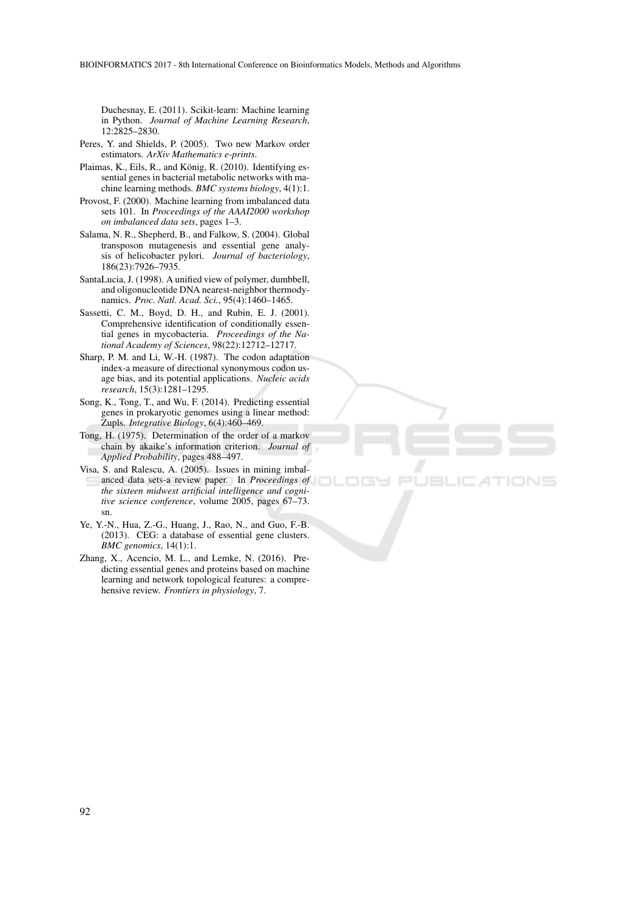Duchesnay, E. (2011). Scikit-learn: Machine learning in Python. *Journal of Machine Learning Research*, 12:2825–2830.

Peres, Y. and Shields, P. (2005). Two new Markov order estimators. *ArXiv Mathematics e-prints*.

Plaimas, K., Eils, R., and König, R. (2010). Identifying essential genes in bacterial metabolic networks with machine learning methods. *BMC systems biology*, 4(1):1.

Provost, F. (2000). Machine learning from imbalanced data sets 101. In *Proceedings of the AAAI2000 workshop on imbalanced data sets*, pages 1–3.

Salama, N. R., Shepherd, B., and Falkow, S. (2004). Global transposon mutagenesis and essential gene analysis of helicobacter pylori. *Journal of bacteriology*, 186(23):7926–7935.

SantaLucia, J. (1998). A unified view of polymer, dumbbell, and oligonucleotide DNA nearest-neighbor thermodynamics. *Proc. Natl. Acad. Sci.*, 95(4):1460–1465.

Sassetti, C. M., Boyd, D. H., and Rubin, E. J. (2001). Comprehensive identification of conditionally essential genes in mycobacteria. *Proceedings of the National Academy of Sciences*, 98(22):12712–12717.

Sharp, P. M. and Li, W.-H. (1987). The codon adaptation index-a measure of directional synonymous codon usage bias, and its potential applications. *Nucleic acids research*, 15(3):1281–1295.

Song, K., Tong, T., and Wu, F. (2014). Predicting essential genes in prokaryotic genomes using a linear method: Zupls. *Integrative Biology*, 6(4):460–469.

Tong, H. (1975). Determination of the order of a markov chain by akaike's information criterion. *Journal of Applied Probability*, pages 488–497.

Visa, S. and Ralescu, A. (2005). Issues in mining imbalanced data sets-a review paper. In *Proceedings of the sixteen midwest artificial intelligence and cognitive science conference*, volume 2005, pages 67–73. sn.

Ye, Y.-N., Hua, Z.-G., Huang, J., Rao, N., and Guo, F.-B. (2013). CEG: a database of essential gene clusters. *BMC genomics*, 14(1):1.

Zhang, X., Acencio, M. L., and Lemke, N. (2016). Predicting essential genes and proteins based on machine learning and network topological features: a comprehensive review. *Frontiers in physiology*, 7.